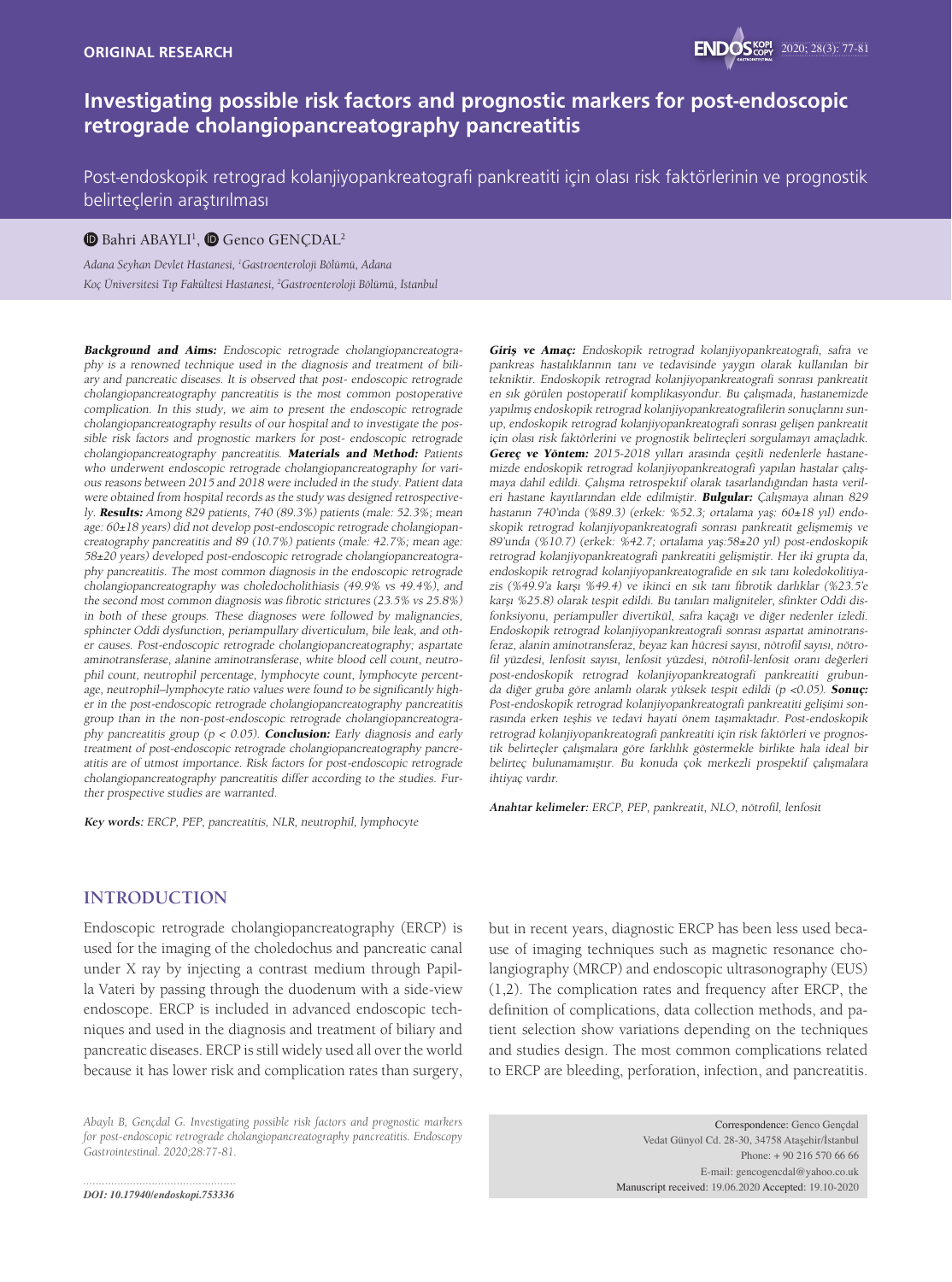ORIGINAL RESEARCH

# Investigating possible risk factors and prognostic markers for post-endoscopic retrograde cholangiopancreatography pancreatitis

Post-endoskopik retrograd kolanjiyopankreatografi pankreatiti için olası risk faktörlerinin ve prognostik belirteçlerin araştırılması

Bahri ABAYLI[1], Genco GENÇDAL[2]

*Adana Seyhan Devlet Hastanesi, [1]Gastroenteroloji Bölümü, Adana*
*Koç Üniversitesi Tıp Fakültesi Hastanesi, [2]Gastroenteroloji Bölümü, İstanbul*

***Background and Aims:*** *Endoscopic retrograde cholangiopancreatography is a renowned technique used in the diagnosis and treatment of biliary and pancreatic diseases. It is observed that post- endoscopic retrograde cholangiopancreatography pancreatitis is the most common postoperative complication. In this study, we aim to present the endoscopic retrograde cholangiopancreatography results of our hospital and to investigate the possible risk factors and prognostic markers for post- endoscopic retrograde cholangiopancreatography pancreatitis.* ***Materials and Method:*** *Patients who underwent endoscopic retrograde cholangiopancreatography for various reasons between 2015 and 2018 were included in the study. Patient data were obtained from hospital records as the study was designed retrospectively.* ***Results:*** *Among 829 patients, 740 (89.3%) patients (male: 52.3%; mean age: 60±18 years) did not develop post-endoscopic retrograde cholangiopancreatography pancreatitis and 89 (10.7%) patients (male: 42.7%; mean age: 58±20 years) developed post-endoscopic retrograde cholangiopancreatography pancreatitis. The most common diagnosis in the endoscopic retrograde cholangiopancreatography was choledocholithiasis (49.9% vs 49.4%), and the second most common diagnosis was fibrotic strictures (23.5% vs 25.8%) in both of these groups. These diagnoses were followed by malignancies, sphincter Oddi dysfunction, periampullary diverticulum, bile leak, and other causes. Post-endoscopic retrograde cholangiopancreatography; aspartate aminotransferase, alanine aminotransferase, white blood cell count, neutrophil count, neutrophil percentage, lymphocyte count, lymphocyte percentage, neutrophil–lymphocyte ratio values were found to be significantly higher in the post-endoscopic retrograde cholangiopancreatography pancreatitis group than in the non-post-endoscopic retrograde cholangiopancreatography pancreatitis group (p < 0.05).* ***Conclusion:*** *Early diagnosis and early treatment of post-endoscopic retrograde cholangiopancreatography pancreatitis are of utmost importance. Risk factors for post-endoscopic retrograde cholangiopancreatography pancreatitis differ according to the studies. Further prospective studies are warranted.*

***Key words:*** *ERCP, PEP, pancreatitis, NLR, neutrophil, lymphocyte*

***Giriş ve Amaç:*** *Endoskopik retrograd kolanjiyopankreatografi, safra ve pankreas hastalıklarının tanı ve tedavisinde yaygın olarak kullanılan bir tekniktir. Endoskopik retrograd kolanjiyopankreatografi sonrası pankreatit en sık görülen postoperatif komplikasyondur. Bu çalışmada, hastanemizde yapılmış endoskopik retrograd kolanjiyopankreatografilerin sonuçlarını sunup, endoskopik retrograd kolanjiyopankreatografi sonrası gelişen pankreatit için olası risk faktörlerini ve prognostik belirteçleri sorgulamayı amaçladık.* ***Gereç ve Yöntem:*** *2015-2018 yılları arasında çeşitli nedenlerle hastanemizde endoskopik retrograd kolanjiyopankreatografi yapılan hastalar çalışmaya dahil edildi. Çalışma retrospektif olarak tasarlandığından hasta verileri hastane kayıtlarından elde edilmiştir.* ***Bulgular:*** *Çalışmaya alınan 829 hastanın 740'ında (%89.3) (erkek: %52.3; ortalama yaş: 60±18 yıl) endoskopik retrograd kolanjiyopankreatografi sonrası pankreatit gelişmemiş ve 89'unda (%10.7) (erkek: %42.7; ortalama yaş:58±20 yıl) post-endoskopik retrograd kolanjiyopankreatografi pankreatiti gelişmiştir. Her iki grupta da, endoskopik retrograd kolanjiyopankreatografide en sık tanı koledokolitiyazis (%49.9'a karşı %49.4) ve ikinci en sık tanı fibrotik darlıklar (%23.5'e karşı %25.8) olarak tespit edildi. Bu tanıları maligniteler, sfinkter Oddi disfonksiyonu, periampuller divertikül, safra kaçağı ve diğer nedenler izledi. Endoskopik retrograd kolanjiyopankreatografi sonrası aspartat aminotransferaz, alanin aminotransferaz, beyaz kan hücresi sayısı, nötrofil sayısı, nötrofil yüzdesi, lenfosit sayısı, lenfosit yüzdesi, nötrofil-lenfosit oranı değerleri post-endoskopik retrograd kolanjiyopankreatografi pankreatiti grubunda diğer gruba göre anlamlı olarak yüksek tespit edildi (p <0.05).* ***Sonuç:*** *Post-endoskopik retrograd kolanjiyopankreatografi pankreatiti gelişimi sonrasında erken teşhis ve tedavi hayati önem taşımaktadır. Post-endoskopik retrograd kolanjiyopankreatografi pankreatiti için risk faktörleri ve prognostik belirteçler çalışmalara göre farklılık göstermekle birlikte hala ideal bir belirteç bulunamamıştır. Bu konuda çok merkezli prospektif çalışmalara ihtiyaç vardır.*

***Anahtar kelimeler:*** *ERCP, PEP, pankreatit, NLO, nötrofil, lenfosit*

## INTRODUCTION

Endoscopic retrograde cholangiopancreatography (ERCP) is used for the imaging of the choledochus and pancreatic canal under X ray by injecting a contrast medium through Papilla Vateri by passing through the duodenum with a side-view endoscope. ERCP is included in advanced endoscopic techniques and used in the diagnosis and treatment of biliary and pancreatic diseases. ERCP is still widely used all over the world because it has lower risk and complication rates than surgery, but in recent years, diagnostic ERCP has been less used because of imaging techniques such as magnetic resonance cholangiography (MRCP) and endoscopic ultrasonography (EUS) (1,2). The complication rates and frequency after ERCP, the definition of complications, data collection methods, and patient selection show variations depending on the techniques and studies design. The most common complications related to ERCP are bleeding, perforation, infection, and pancreatitis.

*Abaylı B, Gençdal G. Investigating possible risk factors and prognostic markers for post-endoscopic retrograde cholangiopancreatography pancreatitis. Endoscopy Gastrointestinal. 2020;28:77-81.*

*DOI: 10.17940/endoskopi.753336*

Correspondence: Genco Gençdal
Vedat Günyol Cd. 28-30, 34758 Ataşehir/İstanbul
Phone: + 90 216 570 66 66
E-mail: gencogencdal@yahoo.co.uk
Manuscript received: 19.06.2020 Accepted: 19.10-2020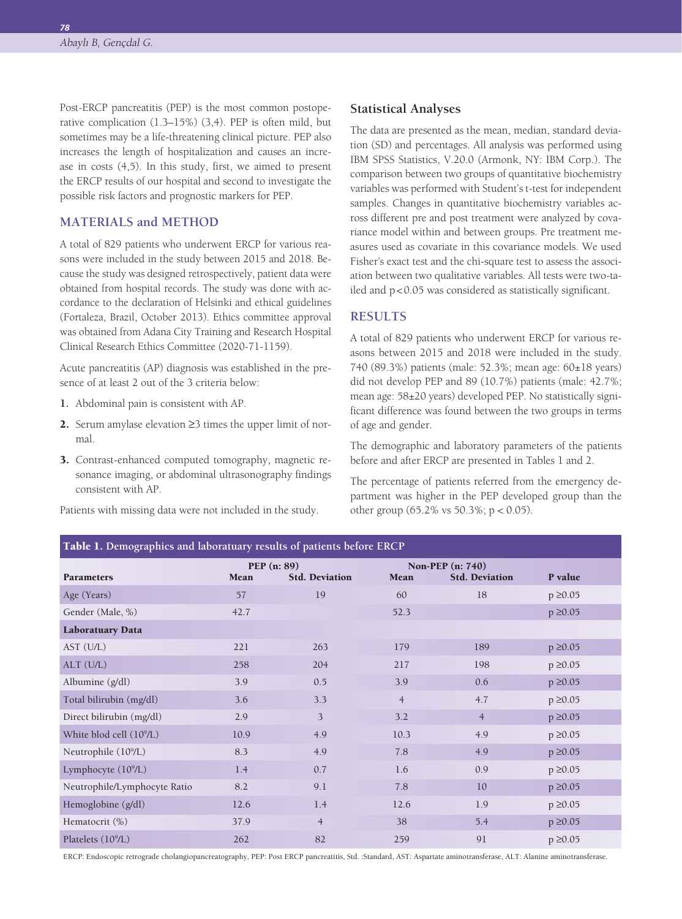Post-ERCP pancreatitis (PEP) is the most common postoperative complication (1.3–15%) (3,4). PEP is often mild, but sometimes may be a life-threatening clinical picture. PEP also increases the length of hospitalization and causes an increase in costs (4,5). In this study, first, we aimed to present the ERCP results of our hospital and second to investigate the possible risk factors and prognostic markers for PEP.

## MATERIALS and METHOD

A total of 829 patients who underwent ERCP for various reasons were included in the study between 2015 and 2018. Because the study was designed retrospectively, patient data were obtained from hospital records. The study was done with accordance to the declaration of Helsinki and ethical guidelines (Fortaleza, Brazil, October 2013). Ethics committee approval was obtained from Adana City Training and Research Hospital Clinical Research Ethics Committee (2020-71-1159).

Acute pancreatitis (AP) diagnosis was established in the presence of at least 2 out of the 3 criteria below:

1. Abdominal pain is consistent with AP.
2. Serum amylase elevation ≥3 times the upper limit of normal.
3. Contrast-enhanced computed tomography, magnetic resonance imaging, or abdominal ultrasonography findings consistent with AP.

Patients with missing data were not included in the study.

### Statistical Analyses

The data are presented as the mean, median, standard deviation (SD) and percentages. All analysis was performed using IBM SPSS Statistics, V.20.0 (Armonk, NY: IBM Corp.). The comparison between two groups of quantitative biochemistry variables was performed with Student's t-test for independent samples. Changes in quantitative biochemistry variables across different pre and post treatment were analyzed by covariance model within and between groups. Pre treatment measures used as covariate in this covariance models. We used Fisher's exact test and the chi-square test to assess the association between two qualitative variables. All tests were two-tailed and $p<0.05$ was considered as statistically significant.

## RESULTS

A total of 829 patients who underwent ERCP for various reasons between 2015 and 2018 were included in the study. 740 (89.3%) patients (male: 52.3%; mean age: 60±18 years) did not develop PEP and 89 (10.7%) patients (male: 42.7%; mean age: 58±20 years) developed PEP. No statistically significant difference was found between the two groups in terms of age and gender.

The demographic and laboratory parameters of the patients before and after ERCP are presented in Tables 1 and 2.

The percentage of patients referred from the emergency department was higher in the PEP developed group than the other group (65.2% vs 50.3%; $p < 0.05$).

**Table 1.** Demographics and laboratuary results of patients before ERCP

| | PEP (n: 89) | | Non-PEP (n: 740) | | |
|---|---|---|---|---|---|
| **Parameters** | **Mean** | **Std. Deviation** | **Mean** | **Std. Deviation** | **P value** |
| Age (Years) | 57 | 19 | 60 | 18 | $p \geq 0.05$ |
| Gender (Male, %) | 42.7 | | 52.3 | | $p \geq 0.05$ |
| **Laboratuary Data** | | | | | |
| AST (U/L) | 221 | 263 | 179 | 189 | $p \geq 0.05$ |
| ALT (U/L) | 258 | 204 | 217 | 198 | $p \geq 0.05$ |
| Albumine (g/dl) | 3.9 | 0.5 | 3.9 | 0.6 | $p \geq 0.05$ |
| Total bilirubin (mg/dl) | 3.6 | 3.3 | 4 | 4.7 | $p \geq 0.05$ |
| Direct bilirubin (mg/dl) | 2.9 | 3 | 3.2 | 4 | $p \geq 0.05$ |
| White blod cell ($10^9$/L) | 10.9 | 4.9 | 10.3 | 4.9 | $p \geq 0.05$ |
| Neutrophile ($10^9$/L) | 8.3 | 4.9 | 7.8 | 4.9 | $p \geq 0.05$ |
| Lymphocyte ($10^9$/L) | 1.4 | 0.7 | 1.6 | 0.9 | $p \geq 0.05$ |
| Neutrophile/Lymphocyte Ratio | 8.2 | 9.1 | 7.8 | 10 | $p \geq 0.05$ |
| Hemoglobine (g/dl) | 12.6 | 1.4 | 12.6 | 1.9 | $p \geq 0.05$ |
| Hematocrit (%) | 37.9 | 4 | 38 | 5.4 | $p \geq 0.05$ |
| Platelets ($10^9$/L) | 262 | 82 | 259 | 91 | $p \geq 0.05$ |

ERCP: Endoscopic retrograde cholangiopancreatography, PEP: Post ERCP pancreatitis, Std. :Standard, AST: Aspartate aminotransferase, ALT: Alanine aminotransferase.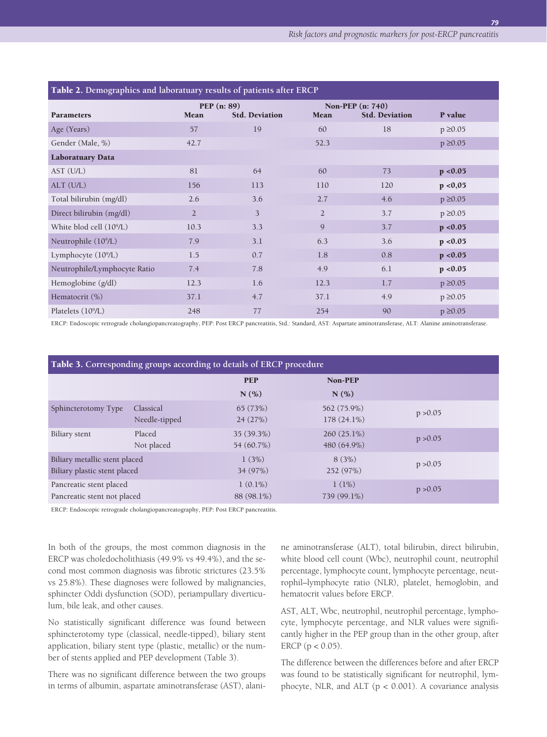**Table 2.** Demographics and laboratuary results of patients after ERCP

| Parameters | PEP (n: 89) Mean | Std. Deviation | Non-PEP (n: 740) Mean | Std. Deviation | P value |
|---|---|---|---|---|---|
| Age (Years) | 57 | 19 | 60 | 18 | p ≥0.05 |
| Gender (Male, %) | 42.7 | | 52.3 | | p ≥0.05 |
| **Laboratuary Data** | | | | | |
| AST (U/L) | 81 | 64 | 60 | 73 | **p <0.05** |
| ALT (U/L) | 156 | 113 | 110 | 120 | **p <0,05** |
| Total bilirubin (mg/dl) | 2.6 | 3.6 | 2.7 | 4.6 | p ≥0.05 |
| Direct bilirubin (mg/dl) | 2 | 3 | 2 | 3.7 | p ≥0.05 |
| White blod cell ($10^9$/L) | 10.3 | 3.3 | 9 | 3.7 | **p <0.05** |
| Neutrophile ($10^9$/L) | 7.9 | 3.1 | 6.3 | 3.6 | **p <0.05** |
| Lymphocyte ($10^9$/L) | 1.5 | 0.7 | 1.8 | 0.8 | **p <0.05** |
| Neutrophile/Lymphocyte Ratio | 7.4 | 7.8 | 4.9 | 6.1 | **p <0.05** |
| Hemoglobine (g/dl) | 12.3 | 1.6 | 12.3 | 1.7 | p ≥0.05 |
| Hematocrit (%) | 37.1 | 4.7 | 37.1 | 4.9 | p ≥0.05 |
| Platelets ($10^9$/L) | 248 | 77 | 254 | 90 | p ≥0.05 |

ERCP: Endoscopic retrograde cholangiopancreatography, PEP: Post ERCP pancreatitis, Std.: Standard, AST: Aspartate aminotransferase, ALT: Alanine aminotransferase.

**Table 3.** Corresponding groups according to details of ERCP procedure

| | | PEP N (%) | Non-PEP N (%) | |
|---|---|---|---|---|
| Sphincterotomy Type | Classical | 65 (73%) | 562 (75.9%) | p >0.05 |
| | Needle-tipped | 24 (27%) | 178 (24.1%) | |
| Biliary stent | Placed | 35 (39.3%) | 260 (25.1%) | p >0.05 |
| | Not placed | 54 (60.7%) | 480 (64.9%) | |
| Biliary metallic stent placed | | 1 (3%) | 8 (3%) | p >0.05 |
| Biliary plastic stent placed | | 34 (97%) | 252 (97%) | |
| Pancreatic stent placed | | 1 (0.1%) | 1 (1%) | p >0.05 |
| Pancreatic stent not placed | | 88 (98.1%) | 739 (99.1%) | |

ERCP: Endoscopic retrograde cholangiopancreatography, PEP: Post ERCP pancreatitis.

In both of the groups, the most common diagnosis in the ERCP was choledocholithiasis (49.9% vs 49.4%), and the second most common diagnosis was fibrotic strictures (23.5% vs 25.8%). These diagnoses were followed by malignancies, sphincter Oddi dysfunction (SOD), periampullary diverticulum, bile leak, and other causes.

No statistically significant difference was found between sphincterotomy type (classical, needle-tipped), biliary stent application, biliary stent type (plastic, metallic) or the number of stents applied and PEP development (Table 3).

There was no significant difference between the two groups in terms of albumin, aspartate aminotransferase (AST), alanine aminotransferase (ALT), total bilirubin, direct bilirubin, white blood cell count (Wbc), neutrophil count, neutrophil percentage, lymphocyte count, lymphocyte percentage, neutrophil–lymphocyte ratio (NLR), platelet, hemoglobin, and hematocrit values before ERCP.

AST, ALT, Wbc, neutrophil, neutrophil percentage, lymphocyte, lymphocyte percentage, and NLR values were significantly higher in the PEP group than in the other group, after ERCP ($p < 0.05$).

The difference between the differences before and after ERCP was found to be statistically significant for neutrophil, lymphocyte, NLR, and ALT ($p < 0.001$). A covariance analysis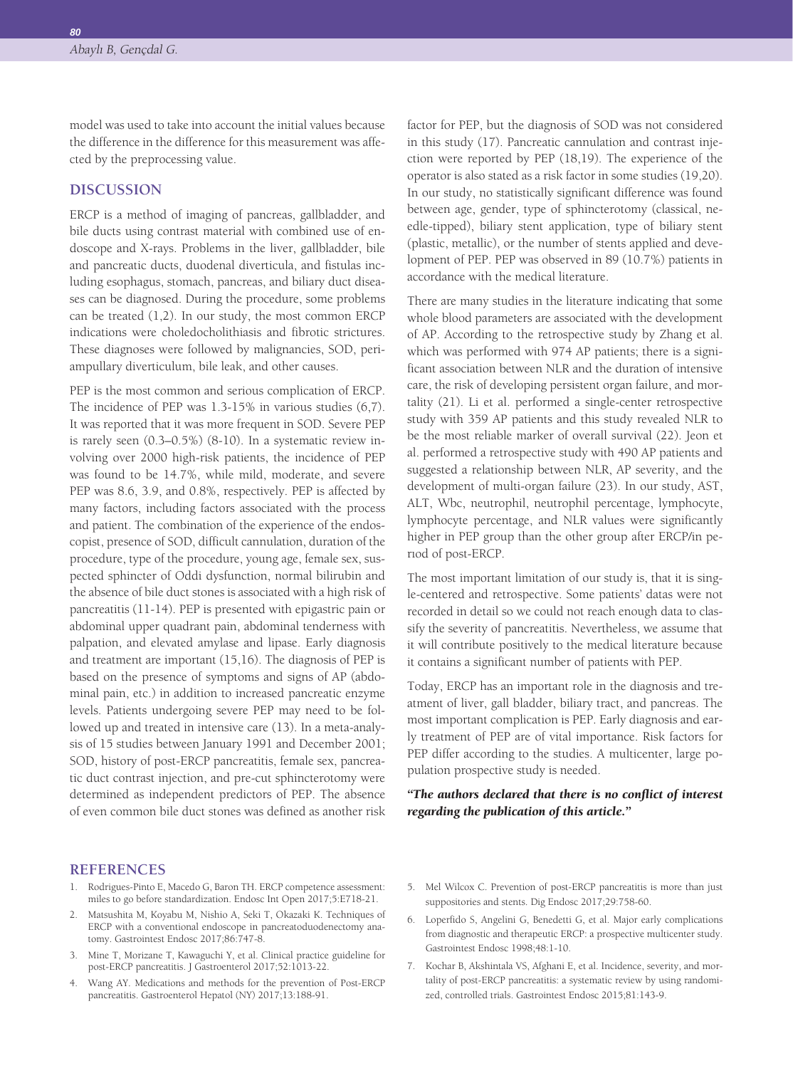model was used to take into account the initial values because the difference in the difference for this measurement was affected by the preprocessing value.

## DISCUSSION

ERCP is a method of imaging of pancreas, gallbladder, and bile ducts using contrast material with combined use of endoscope and X-rays. Problems in the liver, gallbladder, bile and pancreatic ducts, duodenal diverticula, and fistulas including esophagus, stomach, pancreas, and biliary duct diseases can be diagnosed. During the procedure, some problems can be treated (1,2). In our study, the most common ERCP indications were choledocholithiasis and fibrotic strictures. These diagnoses were followed by malignancies, SOD, periampullary diverticulum, bile leak, and other causes.

PEP is the most common and serious complication of ERCP. The incidence of PEP was 1.3-15% in various studies (6,7). It was reported that it was more frequent in SOD. Severe PEP is rarely seen (0.3–0.5%) (8-10). In a systematic review involving over 2000 high-risk patients, the incidence of PEP was found to be 14.7%, while mild, moderate, and severe PEP was 8.6, 3.9, and 0.8%, respectively. PEP is affected by many factors, including factors associated with the process and patient. The combination of the experience of the endoscopist, presence of SOD, difficult cannulation, duration of the procedure, type of the procedure, young age, female sex, suspected sphincter of Oddi dysfunction, normal bilirubin and the absence of bile duct stones is associated with a high risk of pancreatitis (11-14). PEP is presented with epigastric pain or abdominal upper quadrant pain, abdominal tenderness with palpation, and elevated amylase and lipase. Early diagnosis and treatment are important (15,16). The diagnosis of PEP is based on the presence of symptoms and signs of AP (abdominal pain, etc.) in addition to increased pancreatic enzyme levels. Patients undergoing severe PEP may need to be followed up and treated in intensive care (13). In a meta-analysis of 15 studies between January 1991 and December 2001; SOD, history of post-ERCP pancreatitis, female sex, pancreatic duct contrast injection, and pre-cut sphincterotomy were determined as independent predictors of PEP. The absence of even common bile duct stones was defined as another risk factor for PEP, but the diagnosis of SOD was not considered in this study (17). Pancreatic cannulation and contrast injection were reported by PEP (18,19). The experience of the operator is also stated as a risk factor in some studies (19,20). In our study, no statistically significant difference was found between age, gender, type of sphincterotomy (classical, needle-tipped), biliary stent application, type of biliary stent (plastic, metallic), or the number of stents applied and development of PEP. PEP was observed in 89 (10.7%) patients in accordance with the medical literature.

There are many studies in the literature indicating that some whole blood parameters are associated with the development of AP. According to the retrospective study by Zhang et al. which was performed with 974 AP patients; there is a significant association between NLR and the duration of intensive care, the risk of developing persistent organ failure, and mortality (21). Li et al. performed a single-center retrospective study with 359 AP patients and this study revealed NLR to be the most reliable marker of overall survival (22). Jeon et al. performed a retrospective study with 490 AP patients and suggested a relationship between NLR, AP severity, and the development of multi-organ failure (23). In our study, AST, ALT, Wbc, neutrophil, neutrophil percentage, lymphocyte, lymphocyte percentage, and NLR values were significantly higher in PEP group than the other group after ERCP/in period of post-ERCP.

The most important limitation of our study is, that it is single-centered and retrospective. Some patients' datas were not recorded in detail so we could not reach enough data to classify the severity of pancreatitis. Nevertheless, we assume that it will contribute positively to the medical literature because it contains a significant number of patients with PEP.

Today, ERCP has an important role in the diagnosis and treatment of liver, gall bladder, biliary tract, and pancreas. The most important complication is PEP. Early diagnosis and early treatment of PEP are of vital importance. Risk factors for PEP differ according to the studies. A multicenter, large population prospective study is needed.

***"The authors declared that there is no conflict of interest regarding the publication of this article."***

## REFERENCES

1. Rodrigues-Pinto E, Macedo G, Baron TH. ERCP competence assessment: miles to go before standardization. Endosc Int Open 2017;5:E718-21.
2. Matsushita M, Koyabu M, Nishio A, Seki T, Okazaki K. Techniques of ERCP with a conventional endoscope in pancreatoduodenectomy anatomy. Gastrointest Endosc 2017;86:747-8.
3. Mine T, Morizane T, Kawaguchi Y, et al. Clinical practice guideline for post-ERCP pancreatitis. J Gastroenterol 2017;52:1013-22.
4. Wang AY. Medications and methods for the prevention of Post-ERCP pancreatitis. Gastroenterol Hepatol (NY) 2017;13:188-91.
5. Mel Wilcox C. Prevention of post-ERCP pancreatitis is more than just suppositories and stents. Dig Endosc 2017;29:758-60.
6. Loperfido S, Angelini G, Benedetti G, et al. Major early complications from diagnostic and therapeutic ERCP: a prospective multicenter study. Gastrointest Endosc 1998;48:1-10.
7. Kochar B, Akshintala VS, Afghani E, et al. Incidence, severity, and mortality of post-ERCP pancreatitis: a systematic review by using randomized, controlled trials. Gastrointest Endosc 2015;81:143-9.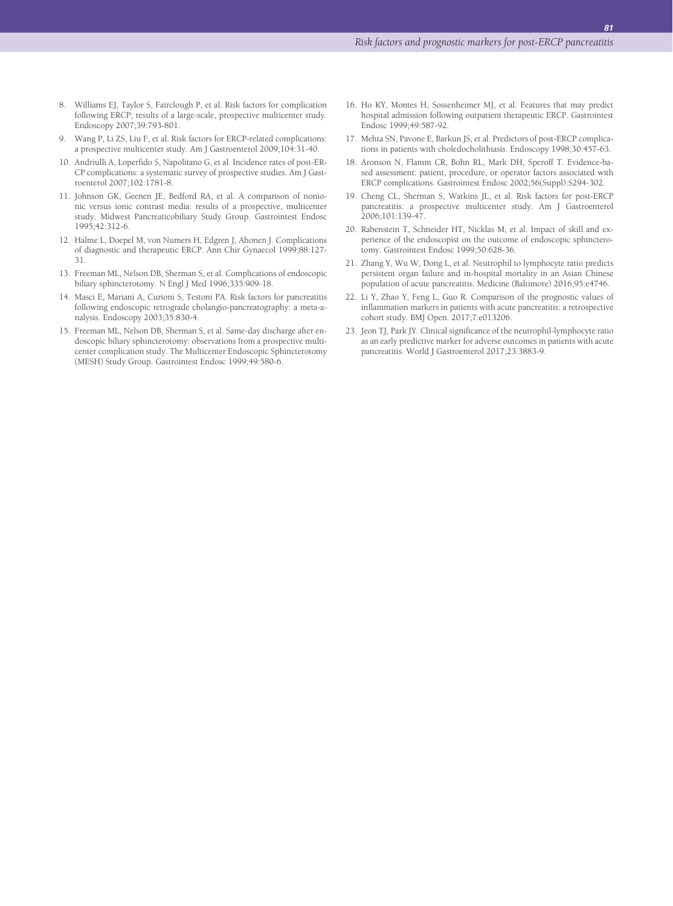8. Williams EJ, Taylor S, Fairclough P, et al. Risk factors for complication following ERCP; results of a large-scale, prospective multicenter study. Endoscopy 2007;39:793-801.
9. Wang P, Li ZS, Liu F, et al. Risk factors for ERCP-related complications: a prospective multicenter study. Am J Gastroenterol 2009;104:31-40.
10. Andriulli A, Loperfido S, Napolitano G, et al. Incidence rates of post-ERCP complications: a systematic survey of prospective studies. Am J Gastroenterol 2007;102:1781-8.
11. Johnson GK, Geenen JE, Bedford RA, et al. A comparison of nonionic versus ionic contrast media: results of a prospective, multicenter study. Midwest Pancreaticobiliary Study Group. Gastrointest Endosc 1995;42:312-6.
12. Halme L, Doepel M, von Numers H, Edgren J, Ahonen J. Complications of diagnostic and therapeutic ERCP. Ann Chir Gynaecol 1999;88:127-31.
13. Freeman ML, Nelson DB, Sherman S, et al. Complications of endoscopic biliary sphincterotomy. N Engl J Med 1996;335:909-18.
14. Masci E, Mariani A, Curioni S, Testoni PA. Risk factors for pancreatitis following endoscopic retrograde cholangio-pancreatography: a meta-analysis. Endoscopy 2003;35:830-4.
15. Freeman ML, Nelson DB, Sherman S, et al. Same-day discharge after endoscopic biliary sphincterotomy: observations from a prospective multicenter complication study. The Multicenter Endoscopic Sphincterotomy (MESH) Study Group. Gastrointest Endosc 1999;49:580-6.
16. Ho KY, Montes H, Sossenheimer MJ, et al. Features that may predict hospital admission following outpatient therapeutic ERCP. Gastrointest Endosc 1999;49:587-92.
17. Mehta SN, Pavone E, Barkun JS, et al. Predictors of post-ERCP complications in patients with choledocholithiasis. Endoscopy 1998;30:457-63.
18. Aronson N, Flamm CR, Bohn RL, Mark DH, Speroff T. Evidence-based assessment: patient, procedure, or operator factors associated with ERCP complications. Gastrointest Endosc 2002;56(Suppl):S294-302.
19. Cheng CL, Sherman S, Watkins JL, et al. Risk factors for post-ERCP pancreatitis: a prospective multicenter study. Am J Gastroenterol 2006;101:139-47.
20. Rabenstein T, Schneider HT, Nicklas M, et al. Impact of skill and experience of the endoscopist on the outcome of endoscopic sphincterotomy. Gastrointest Endosc 1999;50:628-36.
21. Zhang Y, Wu W, Dong L, et al. Neutrophil to lymphocyte ratio predicts persistent organ failure and in-hospital mortality in an Asian Chinese population of acute pancreatitis. Medicine (Baltimore) 2016;95:e4746.
22. Li Y, Zhao Y, Feng L, Guo R. Comparison of the prognostic values of inflammation markers in patients with acute pancreatitis: a retrospective cohort study. BMJ Open. 2017;7:e013206.
23. Jeon TJ, Park JY. Clinical significance of the neutrophil-lymphocyte ratio as an early predictive marker for adverse outcomes in patients with acute pancreatitis. World J Gastroenterol 2017;23:3883-9.